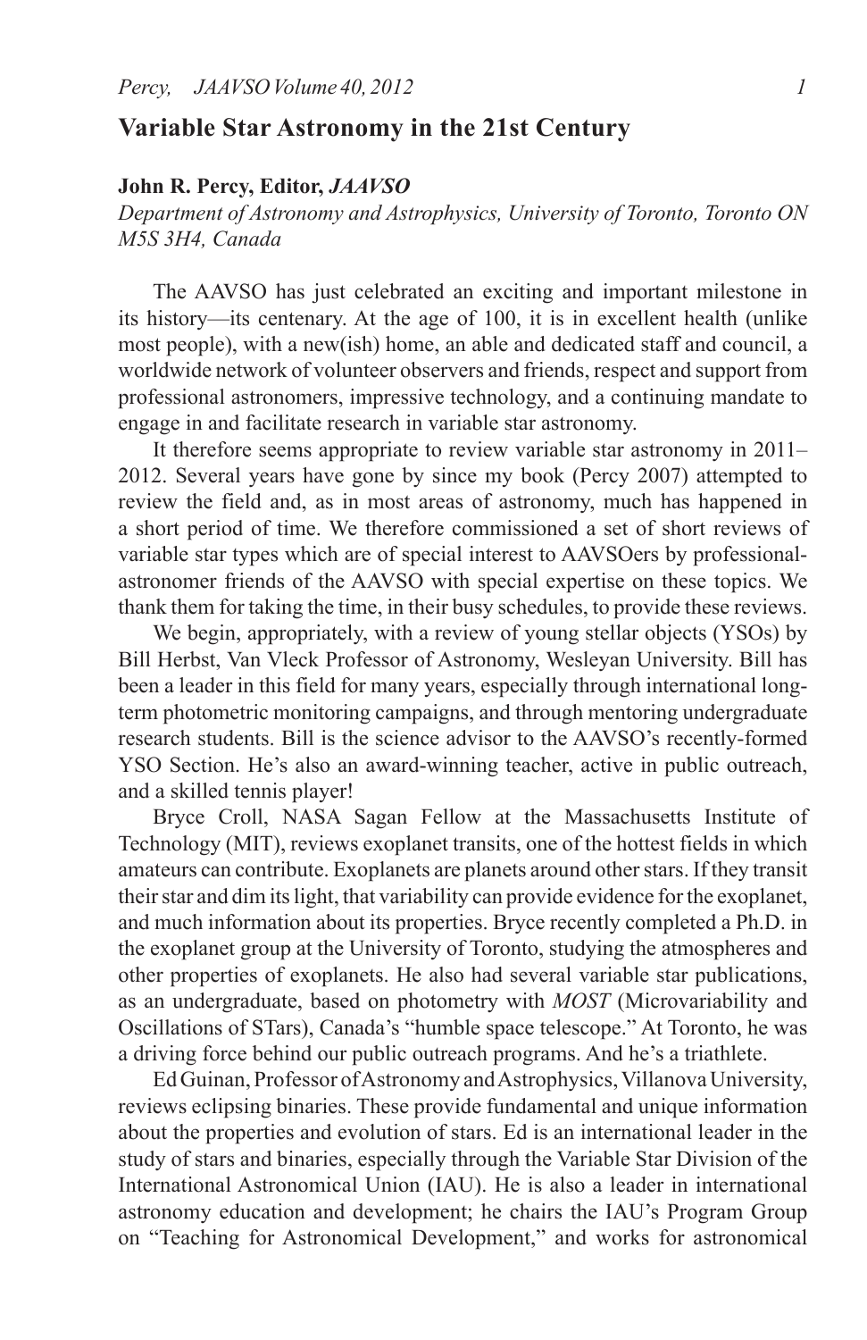# Variable Star Astronomy in the 21st Century

**John R. Percy, Editor, *JAAVSO***

*Department of Astronomy and Astrophysics, University of Toronto, Toronto ON M5S 3H4, Canada*

The AAVSO has just celebrated an exciting and important milestone in its history—its centenary. At the age of 100, it is in excellent health (unlike most people), with a new(ish) home, an able and dedicated staff and council, a worldwide network of volunteer observers and friends, respect and support from professional astronomers, impressive technology, and a continuing mandate to engage in and facilitate research in variable star astronomy.

It therefore seems appropriate to review variable star astronomy in 2011–2012. Several years have gone by since my book (Percy 2007) attempted to review the field and, as in most areas of astronomy, much has happened in a short period of time. We therefore commissioned a set of short reviews of variable star types which are of special interest to AAVSOers by professional-astronomer friends of the AAVSO with special expertise on these topics. We thank them for taking the time, in their busy schedules, to provide these reviews.

We begin, appropriately, with a review of young stellar objects (YSOs) by Bill Herbst, Van Vleck Professor of Astronomy, Wesleyan University. Bill has been a leader in this field for many years, especially through international long-term photometric monitoring campaigns, and through mentoring undergraduate research students. Bill is the science advisor to the AAVSO's recently-formed YSO Section. He's also an award-winning teacher, active in public outreach, and a skilled tennis player!

Bryce Croll, NASA Sagan Fellow at the Massachusetts Institute of Technology (MIT), reviews exoplanet transits, one of the hottest fields in which amateurs can contribute. Exoplanets are planets around other stars. If they transit their star and dim its light, that variability can provide evidence for the exoplanet, and much information about its properties. Bryce recently completed a Ph.D. in the exoplanet group at the University of Toronto, studying the atmospheres and other properties of exoplanets. He also had several variable star publications, as an undergraduate, based on photometry with *MOST* (Microvariability and Oscillations of STars), Canada's "humble space telescope." At Toronto, he was a driving force behind our public outreach programs. And he's a triathlete.

Ed Guinan, Professor of Astronomy and Astrophysics, Villanova University, reviews eclipsing binaries. These provide fundamental and unique information about the properties and evolution of stars. Ed is an international leader in the study of stars and binaries, especially through the Variable Star Division of the International Astronomical Union (IAU). He is also a leader in international astronomy education and development; he chairs the IAU's Program Group on "Teaching for Astronomical Development," and works for astronomical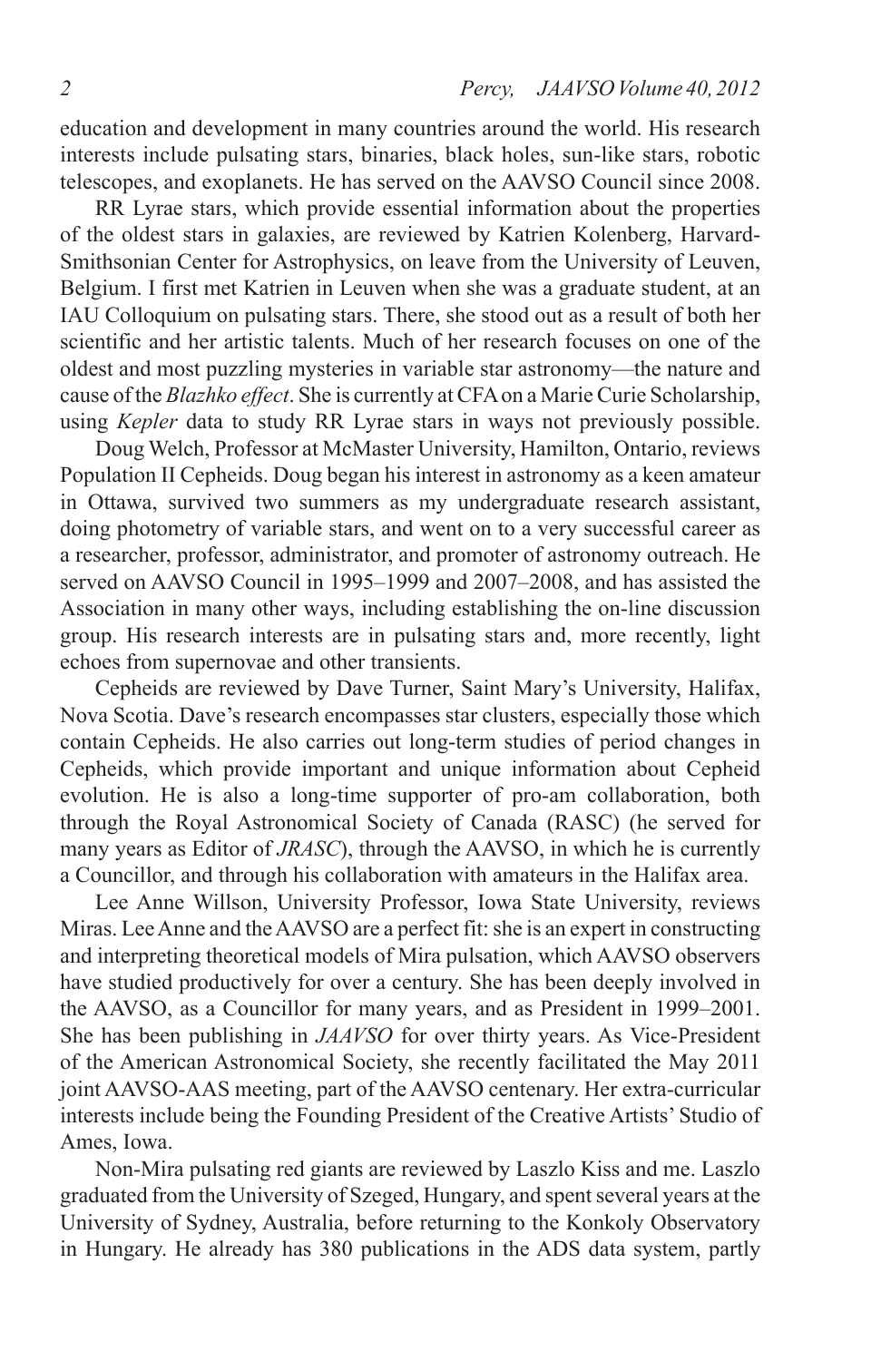education and development in many countries around the world. His research interests include pulsating stars, binaries, black holes, sun-like stars, robotic telescopes, and exoplanets. He has served on the AAVSO Council since 2008.

RR Lyrae stars, which provide essential information about the properties of the oldest stars in galaxies, are reviewed by Katrien Kolenberg, Harvard-Smithsonian Center for Astrophysics, on leave from the University of Leuven, Belgium. I first met Katrien in Leuven when she was a graduate student, at an IAU Colloquium on pulsating stars. There, she stood out as a result of both her scientific and her artistic talents. Much of her research focuses on one of the oldest and most puzzling mysteries in variable star astronomy—the nature and cause of the *Blazhko effect*. She is currently at CFA on a Marie Curie Scholarship, using *Kepler* data to study RR Lyrae stars in ways not previously possible.

Doug Welch, Professor at McMaster University, Hamilton, Ontario, reviews Population II Cepheids. Doug began his interest in astronomy as a keen amateur in Ottawa, survived two summers as my undergraduate research assistant, doing photometry of variable stars, and went on to a very successful career as a researcher, professor, administrator, and promoter of astronomy outreach. He served on AAVSO Council in 1995–1999 and 2007–2008, and has assisted the Association in many other ways, including establishing the on-line discussion group. His research interests are in pulsating stars and, more recently, light echoes from supernovae and other transients.

Cepheids are reviewed by Dave Turner, Saint Mary's University, Halifax, Nova Scotia. Dave's research encompasses star clusters, especially those which contain Cepheids. He also carries out long-term studies of period changes in Cepheids, which provide important and unique information about Cepheid evolution. He is also a long-time supporter of pro-am collaboration, both through the Royal Astronomical Society of Canada (RASC) (he served for many years as Editor of *JRASC*), through the AAVSO, in which he is currently a Councillor, and through his collaboration with amateurs in the Halifax area.

Lee Anne Willson, University Professor, Iowa State University, reviews Miras. Lee Anne and the AAVSO are a perfect fit: she is an expert in constructing and interpreting theoretical models of Mira pulsation, which AAVSO observers have studied productively for over a century. She has been deeply involved in the AAVSO, as a Councillor for many years, and as President in 1999–2001. She has been publishing in *JAAVSO* for over thirty years. As Vice-President of the American Astronomical Society, she recently facilitated the May 2011 joint AAVSO-AAS meeting, part of the AAVSO centenary. Her extra-curricular interests include being the Founding President of the Creative Artists' Studio of Ames, Iowa.

Non-Mira pulsating red giants are reviewed by Laszlo Kiss and me. Laszlo graduated from the University of Szeged, Hungary, and spent several years at the University of Sydney, Australia, before returning to the Konkoly Observatory in Hungary. He already has 380 publications in the ADS data system, partly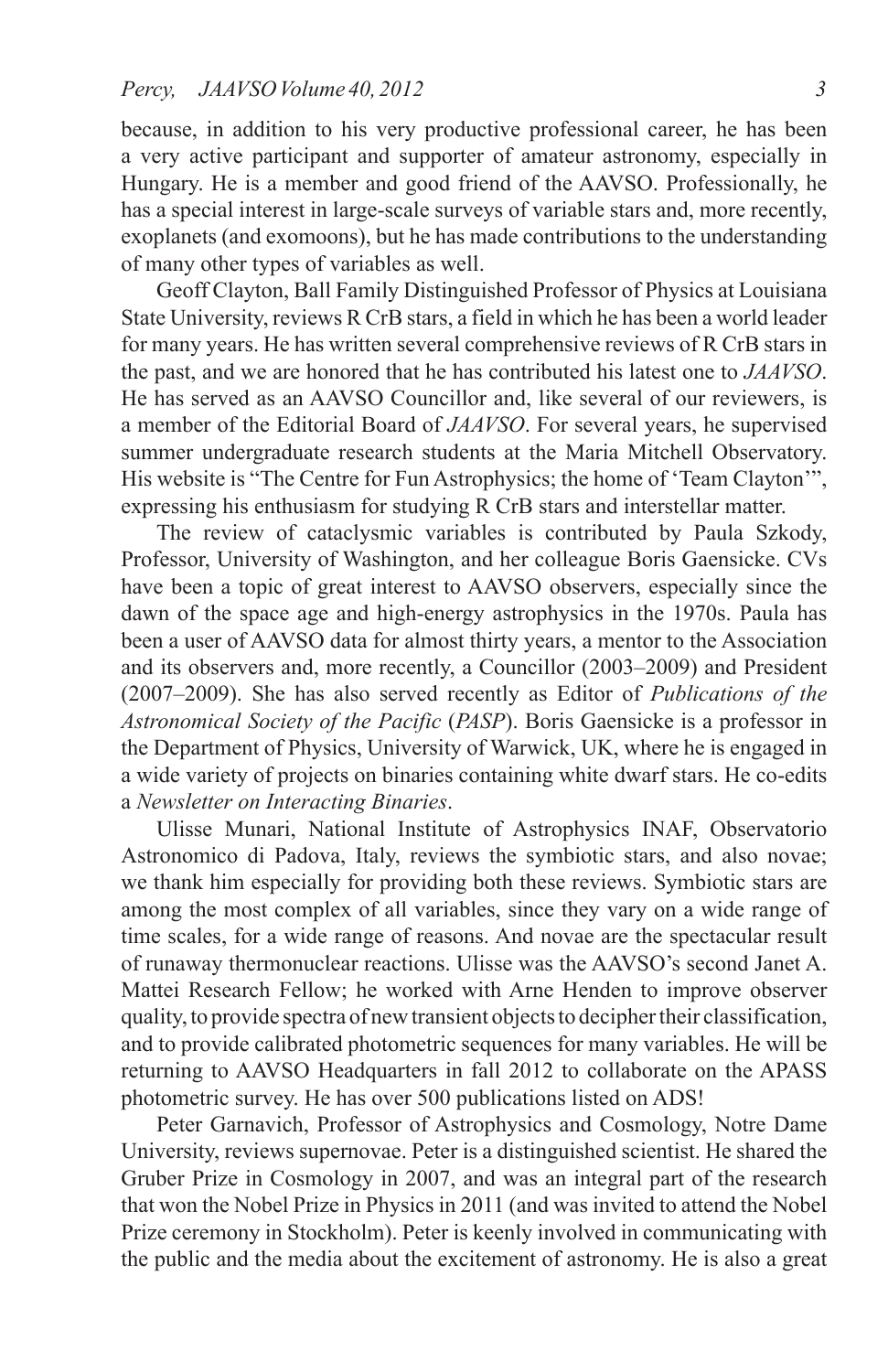because, in addition to his very productive professional career, he has been a very active participant and supporter of amateur astronomy, especially in Hungary. He is a member and good friend of the AAVSO. Professionally, he has a special interest in large-scale surveys of variable stars and, more recently, exoplanets (and exomoons), but he has made contributions to the understanding of many other types of variables as well.

Geoff Clayton, Ball Family Distinguished Professor of Physics at Louisiana State University, reviews R CrB stars, a field in which he has been a world leader for many years. He has written several comprehensive reviews of R CrB stars in the past, and we are honored that he has contributed his latest one to *JAAVSO*. He has served as an AAVSO Councillor and, like several of our reviewers, is a member of the Editorial Board of *JAAVSO*. For several years, he supervised summer undergraduate research students at the Maria Mitchell Observatory. His website is "The Centre for Fun Astrophysics; the home of 'Team Clayton'", expressing his enthusiasm for studying R CrB stars and interstellar matter.

The review of cataclysmic variables is contributed by Paula Szkody, Professor, University of Washington, and her colleague Boris Gaensicke. CVs have been a topic of great interest to AAVSO observers, especially since the dawn of the space age and high-energy astrophysics in the 1970s. Paula has been a user of AAVSO data for almost thirty years, a mentor to the Association and its observers and, more recently, a Councillor (2003–2009) and President (2007–2009). She has also served recently as Editor of *Publications of the Astronomical Society of the Pacific* (*PASP*). Boris Gaensicke is a professor in the Department of Physics, University of Warwick, UK, where he is engaged in a wide variety of projects on binaries containing white dwarf stars. He co-edits a *Newsletter on Interacting Binaries*.

Ulisse Munari, National Institute of Astrophysics INAF, Observatorio Astronomico di Padova, Italy, reviews the symbiotic stars, and also novae; we thank him especially for providing both these reviews. Symbiotic stars are among the most complex of all variables, since they vary on a wide range of time scales, for a wide range of reasons. And novae are the spectacular result of runaway thermonuclear reactions. Ulisse was the AAVSO's second Janet A. Mattei Research Fellow; he worked with Arne Henden to improve observer quality, to provide spectra of new transient objects to decipher their classification, and to provide calibrated photometric sequences for many variables. He will be returning to AAVSO Headquarters in fall 2012 to collaborate on the APASS photometric survey. He has over 500 publications listed on ADS!

Peter Garnavich, Professor of Astrophysics and Cosmology, Notre Dame University, reviews supernovae. Peter is a distinguished scientist. He shared the Gruber Prize in Cosmology in 2007, and was an integral part of the research that won the Nobel Prize in Physics in 2011 (and was invited to attend the Nobel Prize ceremony in Stockholm). Peter is keenly involved in communicating with the public and the media about the excitement of astronomy. He is also a great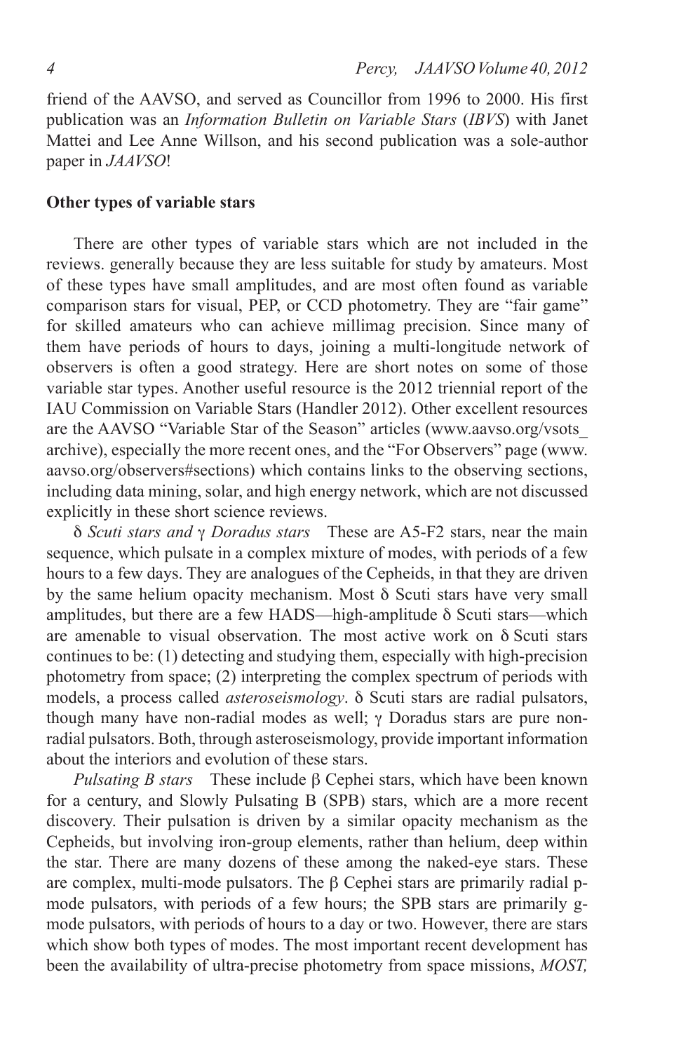friend of the AAVSO, and served as Councillor from 1996 to 2000. His first publication was an *Information Bulletin on Variable Stars* (*IBVS*) with Janet Mattei and Lee Anne Willson, and his second publication was a sole-author paper in *JAAVSO*!

### Other types of variable stars

There are other types of variable stars which are not included in the reviews. generally because they are less suitable for study by amateurs. Most of these types have small amplitudes, and are most often found as variable comparison stars for visual, PEP, or CCD photometry. They are "fair game" for skilled amateurs who can achieve millimag precision. Since many of them have periods of hours to days, joining a multi-longitude network of observers is often a good strategy. Here are short notes on some of those variable star types. Another useful resource is the 2012 triennial report of the IAU Commission on Variable Stars (Handler 2012). Other excellent resources are the AAVSO "Variable Star of the Season" articles (www.aavso.org/vsots_archive), especially the more recent ones, and the "For Observers" page (www.aavso.org/observers#sections) which contains links to the observing sections, including data mining, solar, and high energy network, which are not discussed explicitly in these short science reviews.

*δ Scuti stars and γ Doradus stars* These are A5-F2 stars, near the main sequence, which pulsate in a complex mixture of modes, with periods of a few hours to a few days. They are analogues of the Cepheids, in that they are driven by the same helium opacity mechanism. Most δ Scuti stars have very small amplitudes, but there are a few HADS—high-amplitude δ Scuti stars—which are amenable to visual observation. The most active work on δ Scuti stars continues to be: (1) detecting and studying them, especially with high-precision photometry from space; (2) interpreting the complex spectrum of periods with models, a process called *asteroseismology*. δ Scuti stars are radial pulsators, though many have non-radial modes as well; γ Doradus stars are pure non-radial pulsators. Both, through asteroseismology, provide important information about the interiors and evolution of these stars.

*Pulsating B stars* These include β Cephei stars, which have been known for a century, and Slowly Pulsating B (SPB) stars, which are a more recent discovery. Their pulsation is driven by a similar opacity mechanism as the Cepheids, but involving iron-group elements, rather than helium, deep within the star. There are many dozens of these among the naked-eye stars. These are complex, multi-mode pulsators. The β Cephei stars are primarily radial p-mode pulsators, with periods of a few hours; the SPB stars are primarily g-mode pulsators, with periods of hours to a day or two. However, there are stars which show both types of modes. The most important recent development has been the availability of ultra-precise photometry from space missions, *MOST,*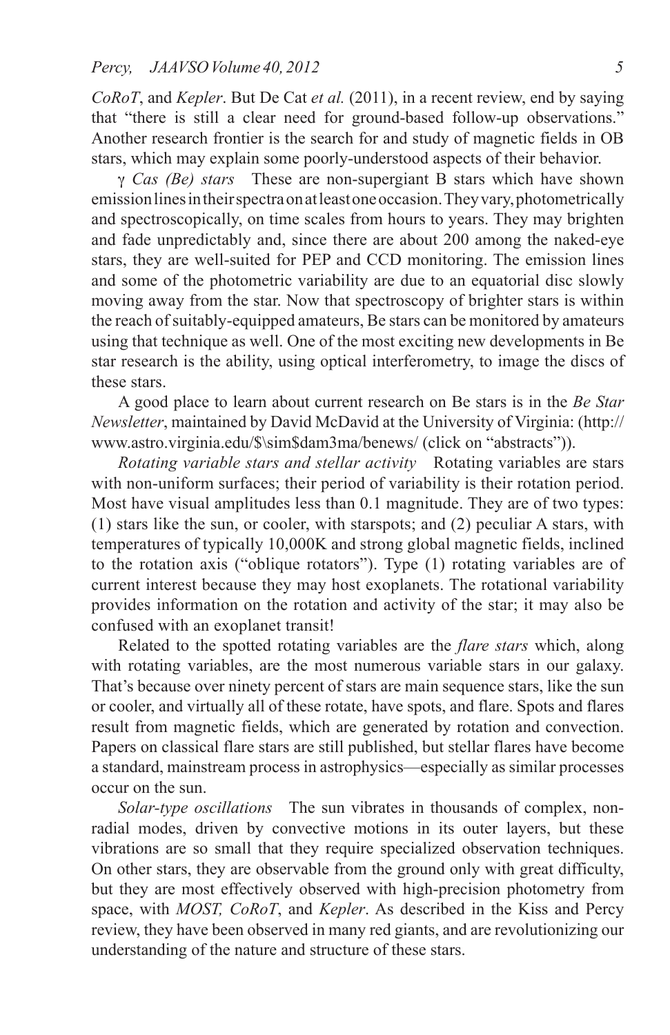*CoRoT*, and *Kepler*. But De Cat *et al.* (2011), in a recent review, end by saying that "there is still a clear need for ground-based follow-up observations." Another research frontier is the search for and study of magnetic fields in OB stars, which may explain some poorly-understood aspects of their behavior.

γ *Cas (Be) stars* These are non-supergiant B stars which have shown emission lines in their spectra on at least one occasion. They vary, photometrically and spectroscopically, on time scales from hours to years. They may brighten and fade unpredictably and, since there are about 200 among the naked-eye stars, they are well-suited for PEP and CCD monitoring. The emission lines and some of the photometric variability are due to an equatorial disc slowly moving away from the star. Now that spectroscopy of brighter stars is within the reach of suitably-equipped amateurs, Be stars can be monitored by amateurs using that technique as well. One of the most exciting new developments in Be star research is the ability, using optical interferometry, to image the discs of these stars.

A good place to learn about current research on Be stars is in the *Be Star Newsletter*, maintained by David McDavid at the University of Virginia: (http://www.astro.virginia.edu/$\sim$dam3ma/benews/ (click on "abstracts")).

*Rotating variable stars and stellar activity* Rotating variables are stars with non-uniform surfaces; their period of variability is their rotation period. Most have visual amplitudes less than 0.1 magnitude. They are of two types: (1) stars like the sun, or cooler, with starspots; and (2) peculiar A stars, with temperatures of typically 10,000K and strong global magnetic fields, inclined to the rotation axis ("oblique rotators"). Type (1) rotating variables are of current interest because they may host exoplanets. The rotational variability provides information on the rotation and activity of the star; it may also be confused with an exoplanet transit!

Related to the spotted rotating variables are the *flare stars* which, along with rotating variables, are the most numerous variable stars in our galaxy. That's because over ninety percent of stars are main sequence stars, like the sun or cooler, and virtually all of these rotate, have spots, and flare. Spots and flares result from magnetic fields, which are generated by rotation and convection. Papers on classical flare stars are still published, but stellar flares have become a standard, mainstream process in astrophysics—especially as similar processes occur on the sun.

*Solar-type oscillations* The sun vibrates in thousands of complex, non-radial modes, driven by convective motions in its outer layers, but these vibrations are so small that they require specialized observation techniques. On other stars, they are observable from the ground only with great difficulty, but they are most effectively observed with high-precision photometry from space, with *MOST, CoRoT*, and *Kepler*. As described in the Kiss and Percy review, they have been observed in many red giants, and are revolutionizing our understanding of the nature and structure of these stars.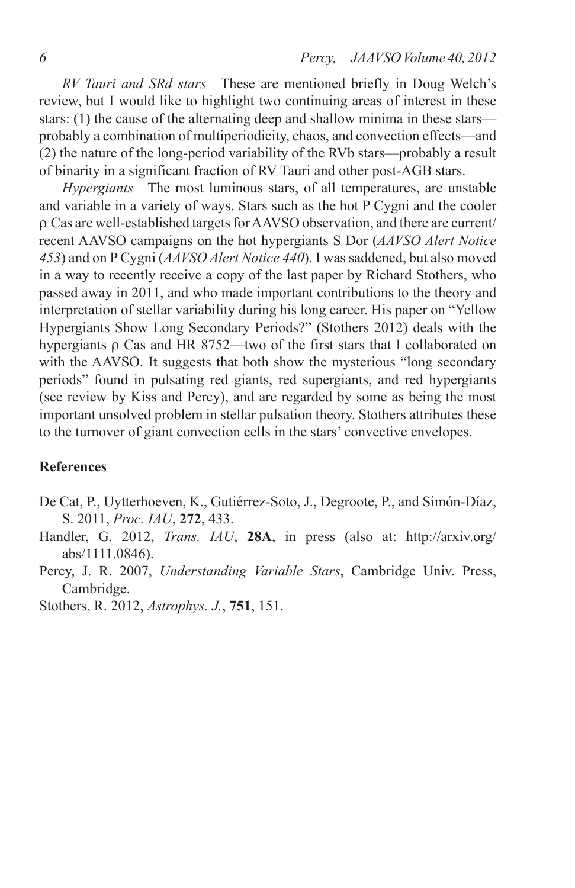*RV Tauri and SRd stars* These are mentioned briefly in Doug Welch's review, but I would like to highlight two continuing areas of interest in these stars: (1) the cause of the alternating deep and shallow minima in these stars—probably a combination of multiperiodicity, chaos, and convection effects—and (2) the nature of the long-period variability of the RVb stars—probably a result of binarity in a significant fraction of RV Tauri and other post-AGB stars.

*Hypergiants* The most luminous stars, of all temperatures, are unstable and variable in a variety of ways. Stars such as the hot P Cygni and the cooler ρ Cas are well-established targets for AAVSO observation, and there are current/recent AAVSO campaigns on the hot hypergiants S Dor (*AAVSO Alert Notice 453*) and on P Cygni (*AAVSO Alert Notice 440*). I was saddened, but also moved in a way to recently receive a copy of the last paper by Richard Stothers, who passed away in 2011, and who made important contributions to the theory and interpretation of stellar variability during his long career. His paper on "Yellow Hypergiants Show Long Secondary Periods?" (Stothers 2012) deals with the hypergiants ρ Cas and HR 8752—two of the first stars that I collaborated on with the AAVSO. It suggests that both show the mysterious "long secondary periods" found in pulsating red giants, red supergiants, and red hypergiants (see review by Kiss and Percy), and are regarded by some as being the most important unsolved problem in stellar pulsation theory. Stothers attributes these to the turnover of giant convection cells in the stars' convective envelopes.

## References

De Cat, P., Uytterhoeven, K., Gutiérrez-Soto, J., Degroote, P., and Simón-Díaz, S. 2011, *Proc. IAU*, **272**, 433.

Handler, G. 2012, *Trans. IAU*, **28A**, in press (also at: http://arxiv.org/abs/1111.0846).

Percy, J. R. 2007, *Understanding Variable Stars*, Cambridge Univ. Press, Cambridge.

Stothers, R. 2012, *Astrophys. J.*, **751**, 151.